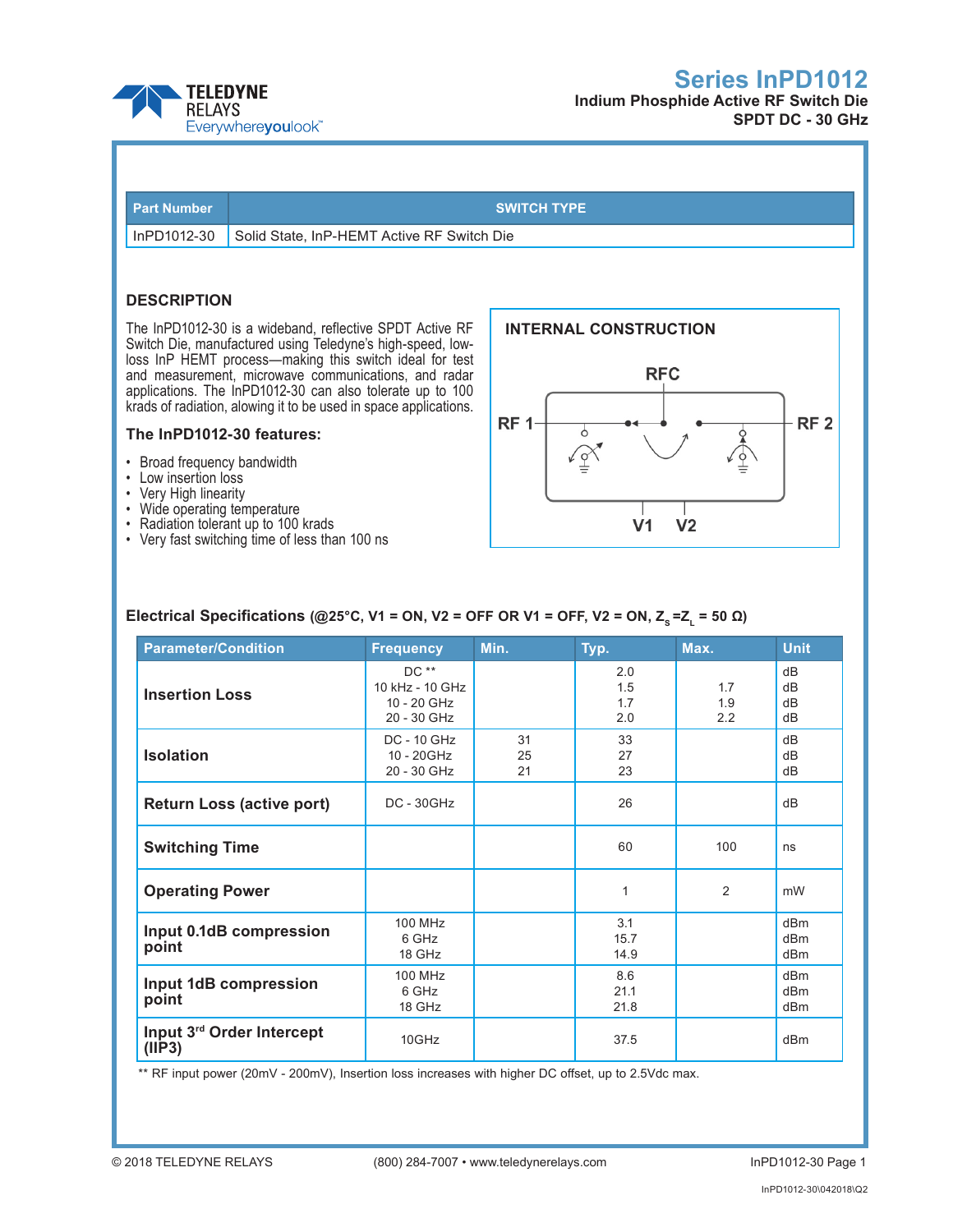# Series InPD1012

**Indium Phosphide Active RF Switch Die**
**SPDT DC - 30 GHz**

| Part Number | SWITCH TYPE |
|---|---|
| InPD1012-30 | Solid State, InP-HEMT Active RF Switch Die |

## DESCRIPTION

The InPD1012-30 is a wideband, reflective SPDT Active RF Switch Die, manufactured using Teledyne's high-speed, low-loss InP HEMT process—making this switch ideal for test and measurement, microwave communications, and radar applications. The InPD1012-30 can also tolerate up to 100 krads of radiation, allowing it to be used in space applications.

### The InPD1012-30 features:

- Broad frequency bandwidth
- Low insertion loss
- Very High linearity
- Wide operating temperature
- Radiation tolerant up to 100 krads
- Very fast switching time of less than 100 ns

### INTERNAL CONSTRUCTION

RFC

RF 1 RF 2

V1 V2

### Electrical Specifications (@25°C, V1 = ON, V2 = OFF OR V1 = OFF, V2 = ON, $Z_S = Z_L = 50\ \Omega$)

| Parameter/Condition | Frequency | Min. | Typ. | Max. | Unit |
|---|---|---|---|---|---|
| Insertion Loss | DC ** | | 2.0 | | dB |
| | 10 kHz - 10 GHz | | 1.5 | 1.7 | dB |
| | 10 - 20 GHz | | 1.7 | 1.9 | dB |
| | 20 - 30 GHz | | 2.0 | 2.2 | dB |
| Isolation | DC - 10 GHz | 31 | 33 | | dB |
| | 10 - 20GHz | 25 | 27 | | dB |
| | 20 - 30 GHz | 21 | 23 | | dB |
| Return Loss (active port) | DC - 30GHz | | 26 | | dB |
| Switching Time | | | 60 | 100 | ns |
| Operating Power | | | 1 | 2 | mW |
| Input 0.1dB compression point | 100 MHz | | 3.1 | | dBm |
| | 6 GHz | | 15.7 | | dBm |
| | 18 GHz | | 14.9 | | dBm |
| Input 1dB compression point | 100 MHz | | 8.6 | | dBm |
| | 6 GHz | | 21.1 | | dBm |
| | 18 GHz | | 21.8 | | dBm |
| Input 3rd Order Intercept (IIP3) | 10GHz | | 37.5 | | dBm |

** RF input power (20mV - 200mV), Insertion loss increases with higher DC offset, up to 2.5Vdc max.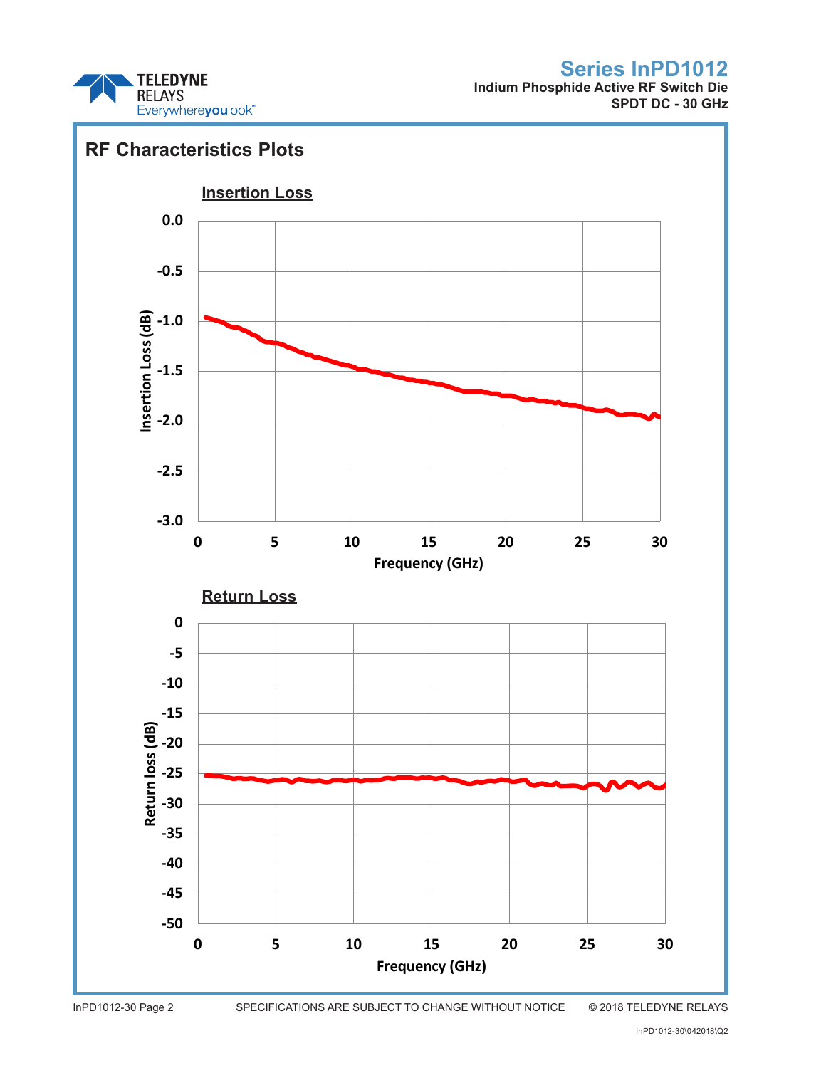## RF Characteristics Plots

### Insertion Loss

### Return Loss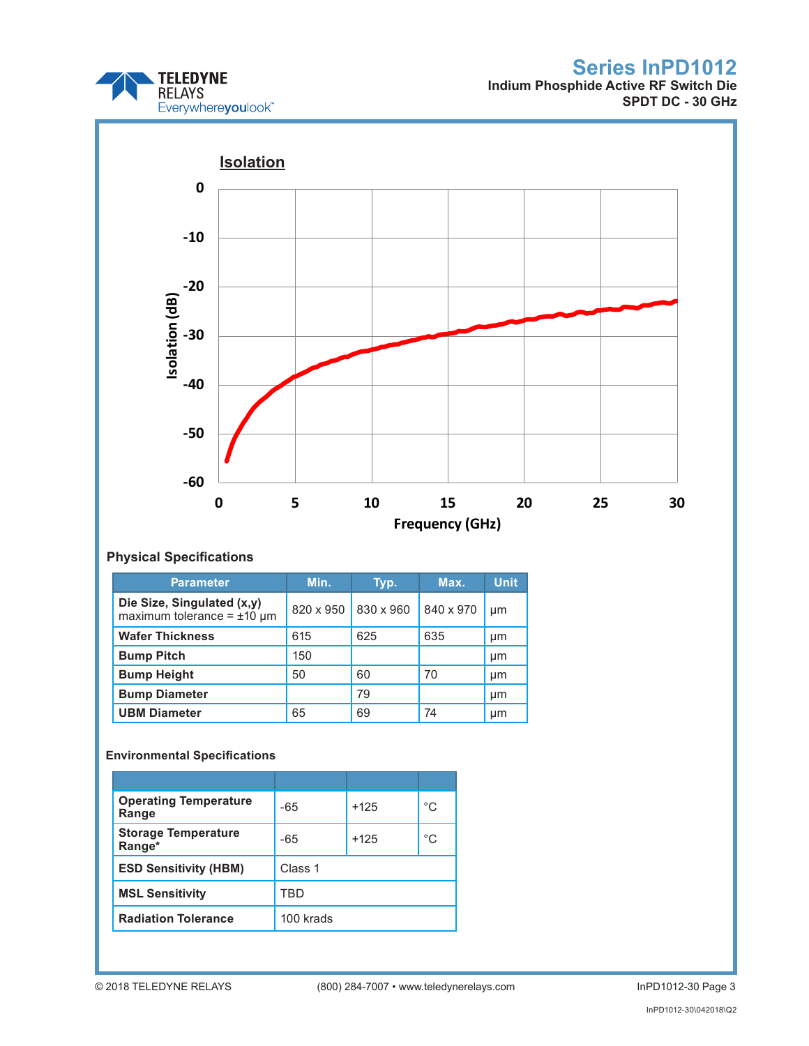## Isolation

Isolation (dB)

Frequency (GHz)

### Physical Specifications

| Parameter | Min. | Typ. | Max. | Unit |
|---|---|---|---|---|
| **Die Size, Singulated (x,y)** maximum tolerance = ±10 µm | 820 x 950 | 830 x 960 | 840 x 970 | µm |
| **Wafer Thickness** | 615 | 625 | 635 | µm |
| **Bump Pitch** | 150 | | | µm |
| **Bump Height** | 50 | 60 | 70 | µm |
| **Bump Diameter** | | 79 | | µm |
| **UBM Diameter** | 65 | 69 | 74 | µm |

### Environmental Specifications

| | | | |
|---|---|---|---|
| **Operating Temperature Range** | -65 | +125 | °C |
| **Storage Temperature Range*** | -65 | +125 | °C |
| **ESD Sensitivity (HBM)** | Class 1 | | |
| **MSL Sensitivity** | TBD | | |
| **Radiation Tolerance** | 100 krads | | |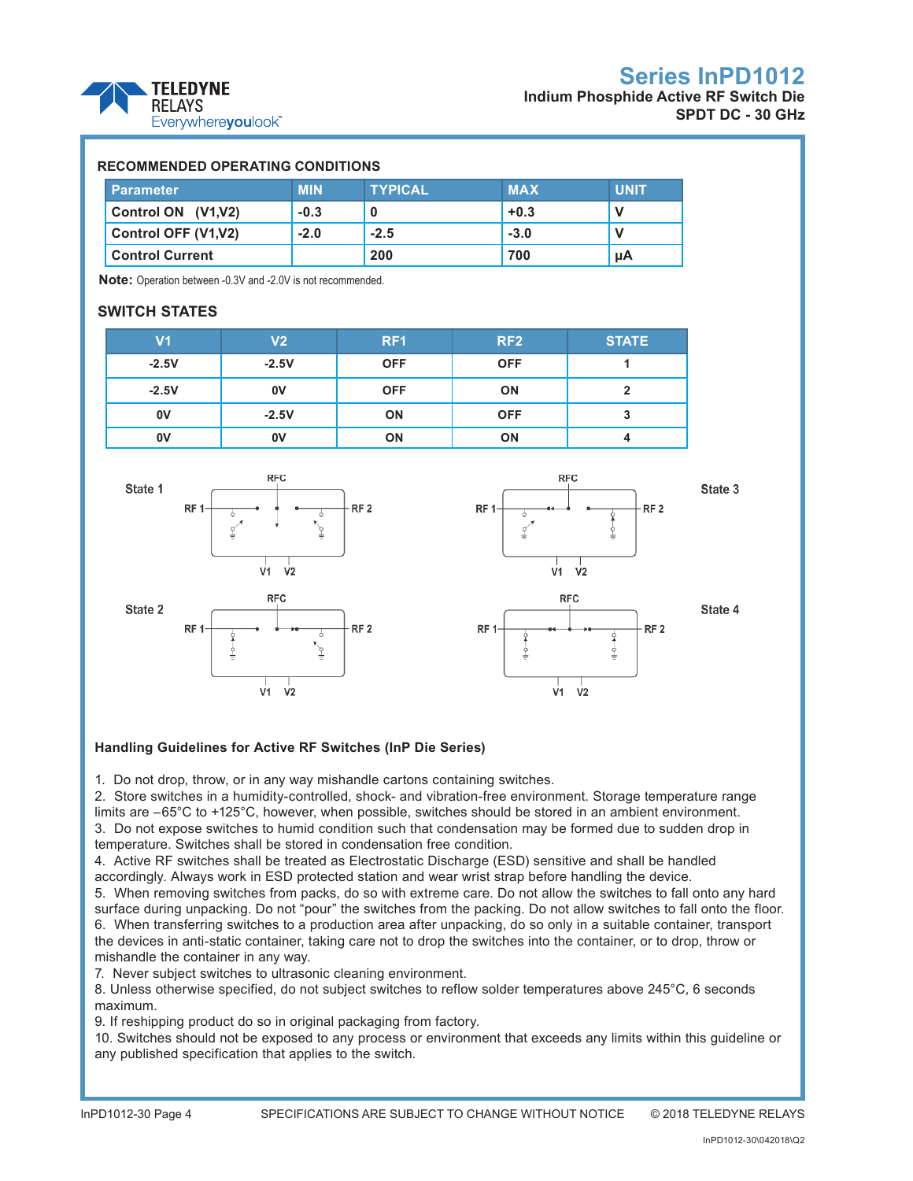## RECOMMENDED OPERATING CONDITIONS

| Parameter | MIN | TYPICAL | MAX | UNIT |
|---|---|---|---|---|
| Control ON (V1,V2) | -0.3 | 0 | +0.3 | V |
| Control OFF (V1,V2) | -2.0 | -2.5 | -3.0 | V |
| Control Current | | 200 | 700 | µA |

**Note:** Operation between -0.3V and -2.0V is not recommended.

## SWITCH STATES

| V1 | V2 | RF1 | RF2 | STATE |
|---|---|---|---|---|
| -2.5V | -2.5V | OFF | OFF | 1 |
| -2.5V | 0V | OFF | ON | 2 |
| 0V | -2.5V | ON | OFF | 3 |
| 0V | 0V | ON | ON | 4 |

State 1
RFC
RF 1
RF 2
V1 V2

State 3
RFC
RF 1
RF 2
V1 V2

State 2
RFC
RF 1
RF 2
V1 V2

State 4
RFC
RF 1
RF 2
V1 V2

### Handling Guidelines for Active RF Switches (InP Die Series)

1. Do not drop, throw, or in any way mishandle cartons containing switches.
2. Store switches in a humidity-controlled, shock- and vibration-free environment. Storage temperature range limits are –65°C to +125°C, however, when possible, switches should be stored in an ambient environment.
3. Do not expose switches to humid condition such that condensation may be formed due to sudden drop in temperature. Switches shall be stored in condensation free condition.
4. Active RF switches shall be treated as Electrostatic Discharge (ESD) sensitive and shall be handled accordingly. Always work in ESD protected station and wear wrist strap before handling the device.
5. When removing switches from packs, do so with extreme care. Do not allow the switches to fall onto any hard surface during unpacking. Do not "pour" the switches from the packing. Do not allow switches to fall onto the floor.
6. When transferring switches to a production area after unpacking, do so only in a suitable container, transport the devices in anti-static container, taking care not to drop the switches into the container, or to drop, throw or mishandle the container in any way.
7. Never subject switches to ultrasonic cleaning environment.
8. Unless otherwise specified, do not subject switches to reflow solder temperatures above 245°C, 6 seconds maximum.
9. If reshipping product do so in original packaging from factory.
10. Switches should not be exposed to any process or environment that exceeds any limits within this guideline or any published specification that applies to the switch.